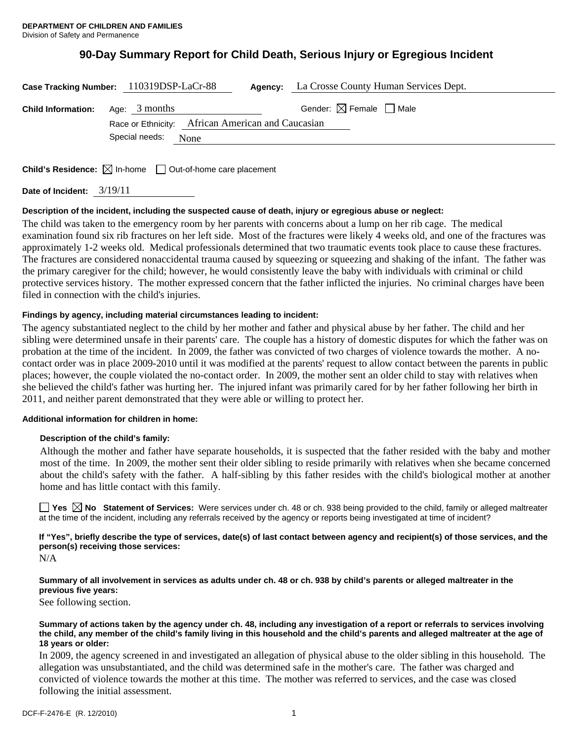**DEPARTMENT OF CHILDREN AND FAMILIES**
Division of Safety and Permanence

# 90-Day Summary Report for Child Death, Serious Injury or Egregious Incident

**Case Tracking Number:** 110319DSP-LaCr-88 **Agency:** La Crosse County Human Services Dept.

**Child Information:** Age: 3 months Gender: ☒ Female ☐ Male

Race or Ethnicity: African American and Caucasian

Special needs: None

**Child's Residence:** ☒ In-home ☐ Out-of-home care placement

**Date of Incident:** 3/19/11

**Description of the incident, including the suspected cause of death, injury or egregious abuse or neglect:**

The child was taken to the emergency room by her parents with concerns about a lump on her rib cage. The medical examination found six rib fractures on her left side. Most of the fractures were likely 4 weeks old, and one of the fractures was approximately 1-2 weeks old. Medical professionals determined that two traumatic events took place to cause these fractures. The fractures are considered nonaccidental trauma caused by squeezing or squeezing and shaking of the infant. The father was the primary caregiver for the child; however, he would consistently leave the baby with individuals with criminal or child protective services history. The mother expressed concern that the father inflicted the injuries. No criminal charges have been filed in connection with the child's injuries.

**Findings by agency, including material circumstances leading to incident:**

The agency substantiated neglect to the child by her mother and father and physical abuse by her father. The child and her sibling were determined unsafe in their parents' care. The couple has a history of domestic disputes for which the father was on probation at the time of the incident. In 2009, the father was convicted of two charges of violence towards the mother. A no-contact order was in place 2009-2010 until it was modified at the parents' request to allow contact between the parents in public places; however, the couple violated the no-contact order. In 2009, the mother sent an older child to stay with relatives when she believed the child's father was hurting her. The injured infant was primarily cared for by her father following her birth in 2011, and neither parent demonstrated that they were able or willing to protect her.

**Additional information for children in home:**

**Description of the child's family:**

Although the mother and father have separate households, it is suspected that the father resided with the baby and mother most of the time. In 2009, the mother sent their older sibling to reside primarily with relatives when she became concerned about the child's safety with the father. A half-sibling by this father resides with the child's biological mother at another home and has little contact with this family.

☐ **Yes** ☒ **No** **Statement of Services:** Were services under ch. 48 or ch. 938 being provided to the child, family or alleged maltreater at the time of the incident, including any referrals received by the agency or reports being investigated at time of incident?

**If "Yes", briefly describe the type of services, date(s) of last contact between agency and recipient(s) of those services, and the person(s) receiving those services:**

N/A

**Summary of all involvement in services as adults under ch. 48 or ch. 938 by child's parents or alleged maltreater in the previous five years:**

See following section.

**Summary of actions taken by the agency under ch. 48, including any investigation of a report or referrals to services involving the child, any member of the child's family living in this household and the child's parents and alleged maltreater at the age of 18 years or older:**

In 2009, the agency screened in and investigated an allegation of physical abuse to the older sibling in this household. The allegation was unsubstantiated, and the child was determined safe in the mother's care. The father was charged and convicted of violence towards the mother at this time. The mother was referred to services, and the case was closed following the initial assessment.

DCF-F-2476-E (R. 12/2010)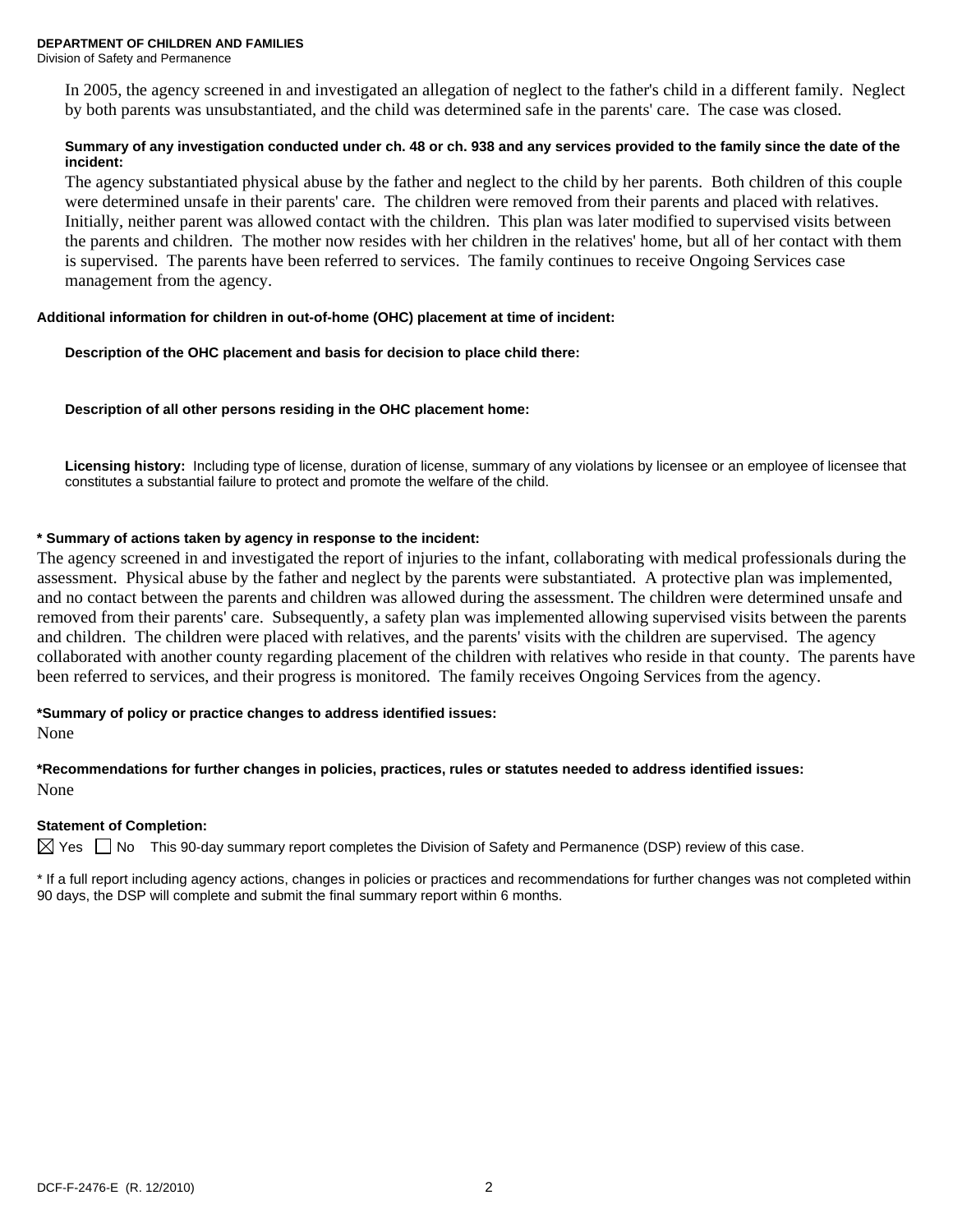In 2005, the agency screened in and investigated an allegation of neglect to the father's child in a different family. Neglect by both parents was unsubstantiated, and the child was determined safe in the parents' care. The case was closed.

**Summary of any investigation conducted under ch. 48 or ch. 938 and any services provided to the family since the date of the incident:**

The agency substantiated physical abuse by the father and neglect to the child by her parents. Both children of this couple were determined unsafe in their parents' care. The children were removed from their parents and placed with relatives. Initially, neither parent was allowed contact with the children. This plan was later modified to supervised visits between the parents and children. The mother now resides with her children in the relatives' home, but all of her contact with them is supervised. The parents have been referred to services. The family continues to receive Ongoing Services case management from the agency.

**Additional information for children in out-of-home (OHC) placement at time of incident:**

**Description of the OHC placement and basis for decision to place child there:**

**Description of all other persons residing in the OHC placement home:**

**Licensing history:** Including type of license, duration of license, summary of any violations by licensee or an employee of licensee that constitutes a substantial failure to protect and promote the welfare of the child.

**\* Summary of actions taken by agency in response to the incident:**

The agency screened in and investigated the report of injuries to the infant, collaborating with medical professionals during the assessment. Physical abuse by the father and neglect by the parents were substantiated. A protective plan was implemented, and no contact between the parents and children was allowed during the assessment. The children were determined unsafe and removed from their parents' care. Subsequently, a safety plan was implemented allowing supervised visits between the parents and children. The children were placed with relatives, and the parents' visits with the children are supervised. The agency collaborated with another county regarding placement of the children with relatives who reside in that county. The parents have been referred to services, and their progress is monitored. The family receives Ongoing Services from the agency.

**\*Summary of policy or practice changes to address identified issues:**

None

**\*Recommendations for further changes in policies, practices, rules or statutes needed to address identified issues:**

None

**Statement of Completion:**

☒ Yes ☐ No This 90-day summary report completes the Division of Safety and Permanence (DSP) review of this case.

\* If a full report including agency actions, changes in policies or practices and recommendations for further changes was not completed within 90 days, the DSP will complete and submit the final summary report within 6 months.